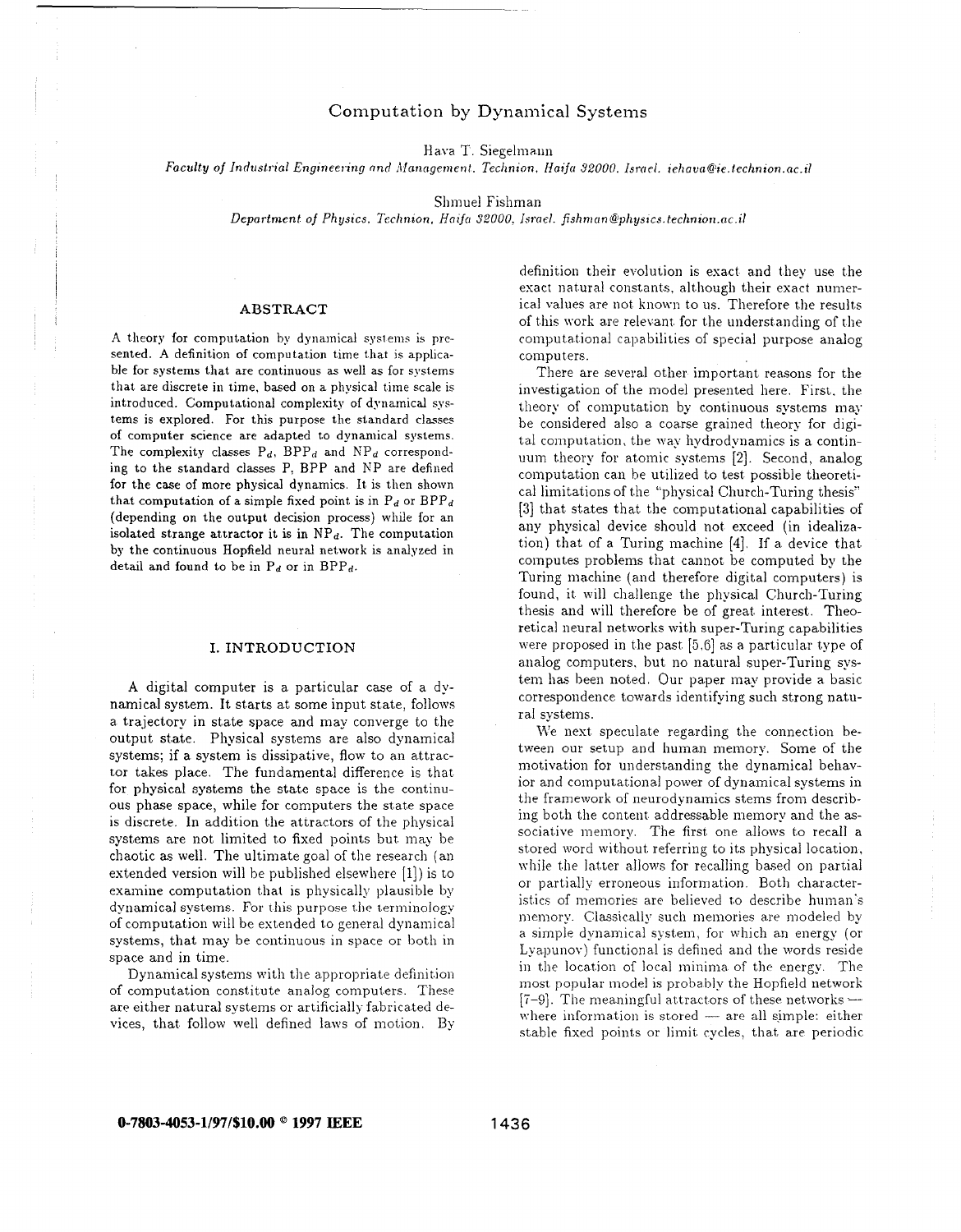# Computation by Dynamical Systems

Hava T. Siegelmann

*Faculty of Industrial Engineering and Management, Technion, Haifa 32000, Israel. iehava@ie.technion.ac.il*

Shmuel Fishman

*Department of Physics, Technion, Haifa 32000, Israel. fishman@physics.technion.ac.il*

## ABSTRACT

A theory for computation by dynamical systems is presented. A definition of computation time that is applicable for systems that are continuous as well as for systems that are discrete in time, based on a physical time scale is introduced. Computational complexity of dynamical systems is explored. For this purpose the standard classes of computer science are adapted to dynamical systems. The complexity classes $P_d$, $BPP_d$ and $NP_d$ corresponding to the standard classes P, BPP and NP are defined for the case of more physical dynamics. It is then shown that computation of a simple fixed point is in $P_d$ or $BPP_d$ (depending on the output decision process) while for an isolated strange attractor it is in $NP_d$. The computation by the continuous Hopfield neural network is analyzed in detail and found to be in $P_d$ or in $BPP_d$.

## I. INTRODUCTION

A digital computer is a particular case of a dynamical system. It starts at some input state, follows a trajectory in state space and may converge to the output state. Physical systems are also dynamical systems; if a system is dissipative, flow to an attractor takes place. The fundamental difference is that for physical systems the state space is the continuous phase space, while for computers the state space is discrete. In addition the attractors of the physical systems are not limited to fixed points but may be chaotic as well. The ultimate goal of the research (an extended version will be published elsewhere [1]) is to examine computation that is physically plausible by dynamical systems. For this purpose the terminology of computation will be extended to general dynamical systems, that may be continuous in space or both in space and in time.

Dynamical systems with the appropriate definition of computation constitute analog computers. These are either natural systems or artificially fabricated devices, that follow well defined laws of motion. By definition their evolution is exact and they use the exact natural constants, although their exact numerical values are not known to us. Therefore the results of this work are relevant for the understanding of the computational capabilities of special purpose analog computers.

There are several other important reasons for the investigation of the model presented here. First, the theory of computation by continuous systems may be considered also a coarse grained theory for digital computation, the way hydrodynamics is a continuum theory for atomic systems [2]. Second, analog computation can be utilized to test possible theoretical limitations of the "physical Church-Turing thesis" [3] that states that the computational capabilities of any physical device should not exceed (in idealization) that of a Turing machine [4]. If a device that computes problems that cannot be computed by the Turing machine (and therefore digital computers) is found, it will challenge the physical Church-Turing thesis and will therefore be of great interest. Theoretical neural networks with super-Turing capabilities were proposed in the past [5,6] as a particular type of analog computers, but no natural super-Turing system has been noted. Our paper may provide a basic correspondence towards identifying such strong natural systems.

We next speculate regarding the connection between our setup and human memory. Some of the motivation for understanding the dynamical behavior and computational power of dynamical systems in the framework of neurodynamics stems from describing both the content addressable memory and the associative memory. The first one allows to recall a stored word without referring to its physical location, while the latter allows for recalling based on partial or partially erroneous information. Both characteristics of memories are believed to describe human's memory. Classically such memories are modeled by a simple dynamical system, for which an energy (or Lyapunov) functional is defined and the words reside in the location of local minima of the energy. The most popular model is probably the Hopfield network [7–9]. The meaningful attractors of these networks — where information is stored — are all simple: either stable fixed points or limit cycles, that are periodic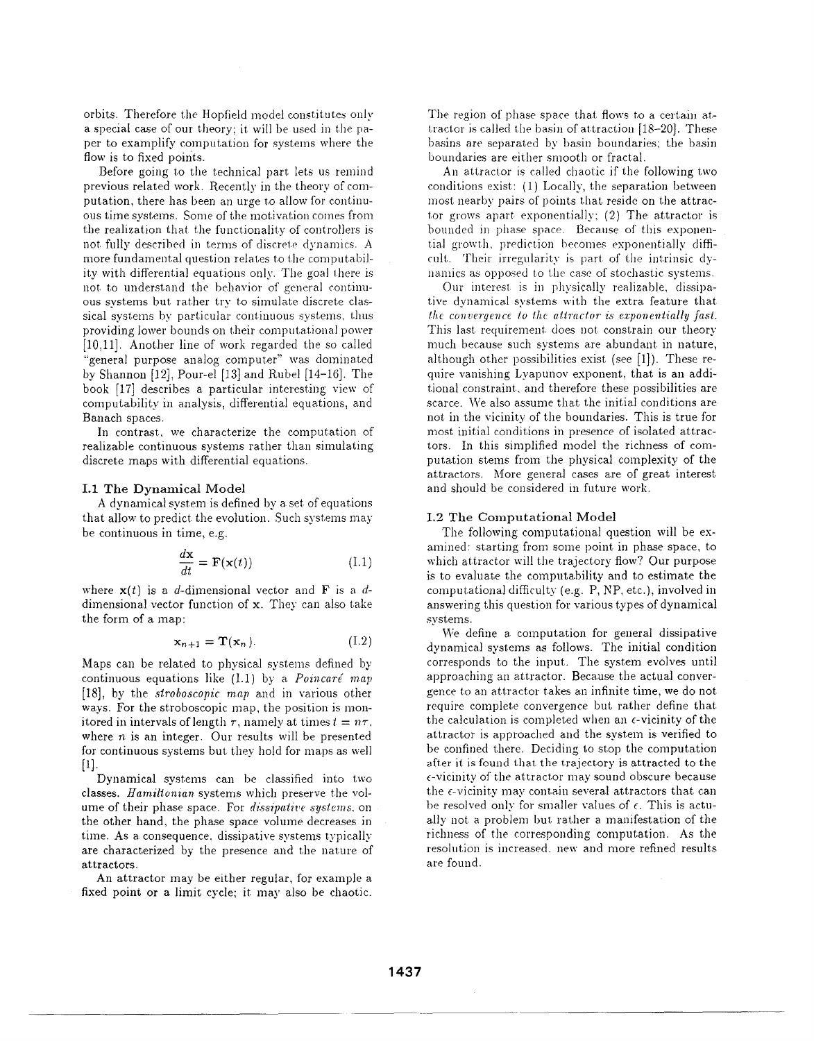orbits. Therefore the Hopfield model constitutes only a special case of our theory; it will be used in the paper to examplify computation for systems where the flow is to fixed points.

Before going to the technical part lets us remind previous related work. Recently in the theory of computation, there has been an urge to allow for continuous time systems. Some of the motivation comes from the realization that the functionality of controllers is not fully described in terms of discrete dynamics. A more fundamental question relates to the computability with differential equations only. The goal there is not to understand the behavior of general continuous systems but rather try to simulate discrete classical systems by particular continuous systems, thus providing lower bounds on their computational power [10,11]. Another line of work regarded the so called "general purpose analog computer" was dominated by Shannon [12], Pour-el [13] and Rubel [14–16]. The book [17] describes a particular interesting view of computability in analysis, differential equations, and Banach spaces.

In contrast, we characterize the computation of realizable continuous systems rather than simulating discrete maps with differential equations.

### I.1 The Dynamical Model

A dynamical system is defined by a set of equations that allow to predict the evolution. Such systems may be continuous in time, e.g.

$$\frac{d\mathbf{x}}{dt} = \mathbf{F}(\mathbf{x}(t)) \tag{1.1}$$

where $\mathbf{x}(t)$ is a $d$-dimensional vector and $\mathbf{F}$ is a $d$-dimensional vector function of $\mathbf{x}$. They can also take the form of a map:

$$\mathbf{x}_{n+1} = \mathbf{T}(\mathbf{x}_n). \tag{I.2}$$

Maps can be related to physical systems defined by continuous equations like (1.1) by a *Poincaré map* [18], by the *stroboscopic map* and in various other ways. For the stroboscopic map, the position is monitored in intervals of length $\tau$, namely at times $t = n\tau$, where $n$ is an integer. Our results will be presented for continuous systems but they hold for maps as well [1].

Dynamical systems can be classified into two classes. *Hamiltonian* systems which preserve the volume of their phase space. For *dissipative systems*, on the other hand, the phase space volume decreases in time. As a consequence, dissipative systems typically are characterized by the presence and the nature of attractors.

An attractor may be either regular, for example a fixed point or a limit cycle; it may also be chaotic. The region of phase space that flows to a certain attractor is called the basin of attraction [18–20]. These basins are separated by basin boundaries; the basin boundaries are either smooth or fractal.

An attractor is called chaotic if the following two conditions exist: (1) Locally, the separation between most nearby pairs of points that reside on the attractor grows apart exponentially; (2) The attractor is bounded in phase space. Because of this exponential growth, prediction becomes exponentially difficult. Their irregularity is part of the intrinsic dynamics as opposed to the case of stochastic systems.

Our interest is in physically realizable, dissipative dynamical systems with the extra feature that *the convergence to the attractor is exponentially fast.* This last requirement does not constrain our theory much because such systems are abundant in nature, although other possibilities exist (see [1]). These require vanishing Lyapunov exponent, that is an additional constraint, and therefore these possibilities are scarce. We also assume that the initial conditions are not in the vicinity of the boundaries. This is true for most initial conditions in presence of isolated attractors. In this simplified model the richness of computation stems from the physical complexity of the attractors. More general cases are of great interest and should be considered in future work.

### I.2 The Computational Model

The following computational question will be examined: starting from some point in phase space, to which attractor will the trajectory flow? Our purpose is to evaluate the computability and to estimate the computational difficulty (e.g. P, NP, etc.), involved in answering this question for various types of dynamical systems.

We define a computation for general dissipative dynamical systems as follows. The initial condition corresponds to the input. The system evolves until approaching an attractor. Because the actual convergence to an attractor takes an infinite time, we do not require complete convergence but rather define that the calculation is completed when an $\epsilon$-vicinity of the attractor is approached and the system is verified to be confined there. Deciding to stop the computation after it is found that the trajectory is attracted to the $\epsilon$-vicinity of the attractor may sound obscure because the $\epsilon$-vicinity may contain several attractors that can be resolved only for smaller values of $\epsilon$. This is actually not a problem but rather a manifestation of the richness of the corresponding computation. As the resolution is increased, new and more refined results are found.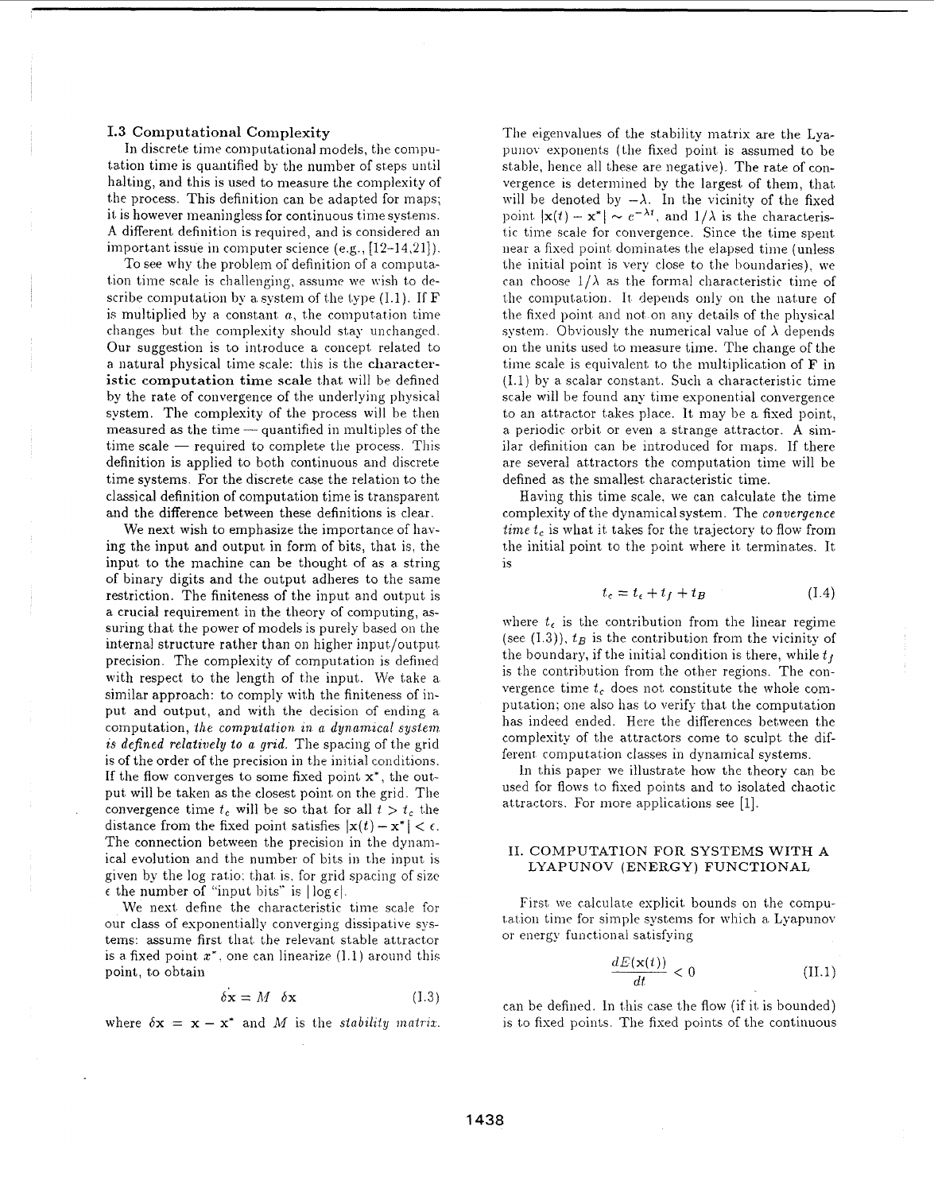### I.3 Computational Complexity

In discrete time computational models, the computation time is quantified by the number of steps until halting, and this is used to measure the complexity of the process. This definition can be adapted for maps; it is however meaningless for continuous time systems. A different definition is required, and is considered an important issue in computer science (e.g., [12–14,21]).

To see why the problem of definition of a computation time scale is challenging, assume we wish to describe computation by a system of the type (I.1). If $\mathbf{F}$ is multiplied by a constant $a$, the computation time changes but the complexity should stay unchanged. Our suggestion is to introduce a concept related to a natural physical time scale: this is the **characteristic computation time scale** that will be defined by the rate of convergence of the underlying physical system. The complexity of the process will be then measured as the time — quantified in multiples of the time scale — required to complete the process. This definition is applied to both continuous and discrete time systems. For the discrete case the relation to the classical definition of computation time is transparent and the difference between these definitions is clear.

We next wish to emphasize the importance of having the input and output in form of bits, that is, the input to the machine can be thought of as a string of binary digits and the output adheres to the same restriction. The finiteness of the input and output is a crucial requirement in the theory of computing, assuring that the power of models is purely based on the internal structure rather than on higher input/output precision. The complexity of computation is defined with respect to the length of the input. We take a similar approach: to comply with the finiteness of input and output, and with the decision of ending a computation, *the computation in a dynamical system is defined relatively to a grid.* The spacing of the grid is of the order of the precision in the initial conditions. If the flow converges to some fixed point $\mathbf{x}^*$, the output will be taken as the closest point on the grid. The convergence time $t_c$ will be so that for all $t > t_c$ the distance from the fixed point satisfies $|\mathbf{x}(t) - \mathbf{x}^*| < \epsilon$. The connection between the precision in the dynamical evolution and the number of bits in the input is given by the log ratio; that is, for grid spacing of size $\epsilon$ the number of "input bits" is $|\log \epsilon|$.

We next define the characteristic time scale for our class of exponentially converging dissipative systems: assume first that the relevant stable attractor is a fixed point $x^*$, one can linearize (I.1) around this point, to obtain

$$\dot{\delta \mathbf{x}} = M \ \delta \mathbf{x} \tag{I.3}$$

where $\delta \mathbf{x} = \mathbf{x} - \mathbf{x}^*$ and $M$ is the *stability matrix*. The eigenvalues of the stability matrix are the Lyapunov exponents (the fixed point is assumed to be stable, hence all these are negative). The rate of convergence is determined by the largest of them, that will be denoted by $-\lambda$. In the vicinity of the fixed point $|\mathbf{x}(t) - \mathbf{x}^*| \sim e^{-\lambda t}$, and $1/\lambda$ is the characteristic time scale for convergence. Since the time spent near a fixed point dominates the elapsed time (unless the initial point is very close to the boundaries), we can choose $1/\lambda$ as the formal characteristic time of the computation. It depends only on the nature of the fixed point and not on any details of the physical system. Obviously the numerical value of $\lambda$ depends on the units used to measure time. The change of the time scale is equivalent to the multiplication of $\mathbf{F}$ in (I.1) by a scalar constant. Such a characteristic time scale will be found any time exponential convergence to an attractor takes place. It may be a fixed point, a periodic orbit or even a strange attractor. A similar definition can be introduced for maps. If there are several attractors the computation time will be defined as the smallest characteristic time.

Having this time scale, we can calculate the time complexity of the dynamical system. The *convergence time* $t_c$ is what it takes for the trajectory to flow from the initial point to the point where it terminates. It is

$$t_c = t_\epsilon + t_f + t_B \tag{I.4}$$

where $t_\epsilon$ is the contribution from the linear regime (see (I.3)), $t_B$ is the contribution from the vicinity of the boundary, if the initial condition is there, while $t_f$ is the contribution from the other regions. The convergence time $t_c$ does not constitute the whole computation; one also has to verify that the computation has indeed ended. Here the differences between the complexity of the attractors come to sculpt the different computation classes in dynamical systems.

In this paper we illustrate how the theory can be used for flows to fixed points and to isolated chaotic attractors. For more applications see [1].

## II. COMPUTATION FOR SYSTEMS WITH A LYAPUNOV (ENERGY) FUNCTIONAL

First we calculate explicit bounds on the computation time for simple systems for which a Lyapunov or energy functional satisfying

$$\frac{dE(\mathbf{x}(t))}{dt} < 0 \tag{II.1}$$

can be defined. In this case the flow (if it is bounded) is to fixed points. The fixed points of the continuous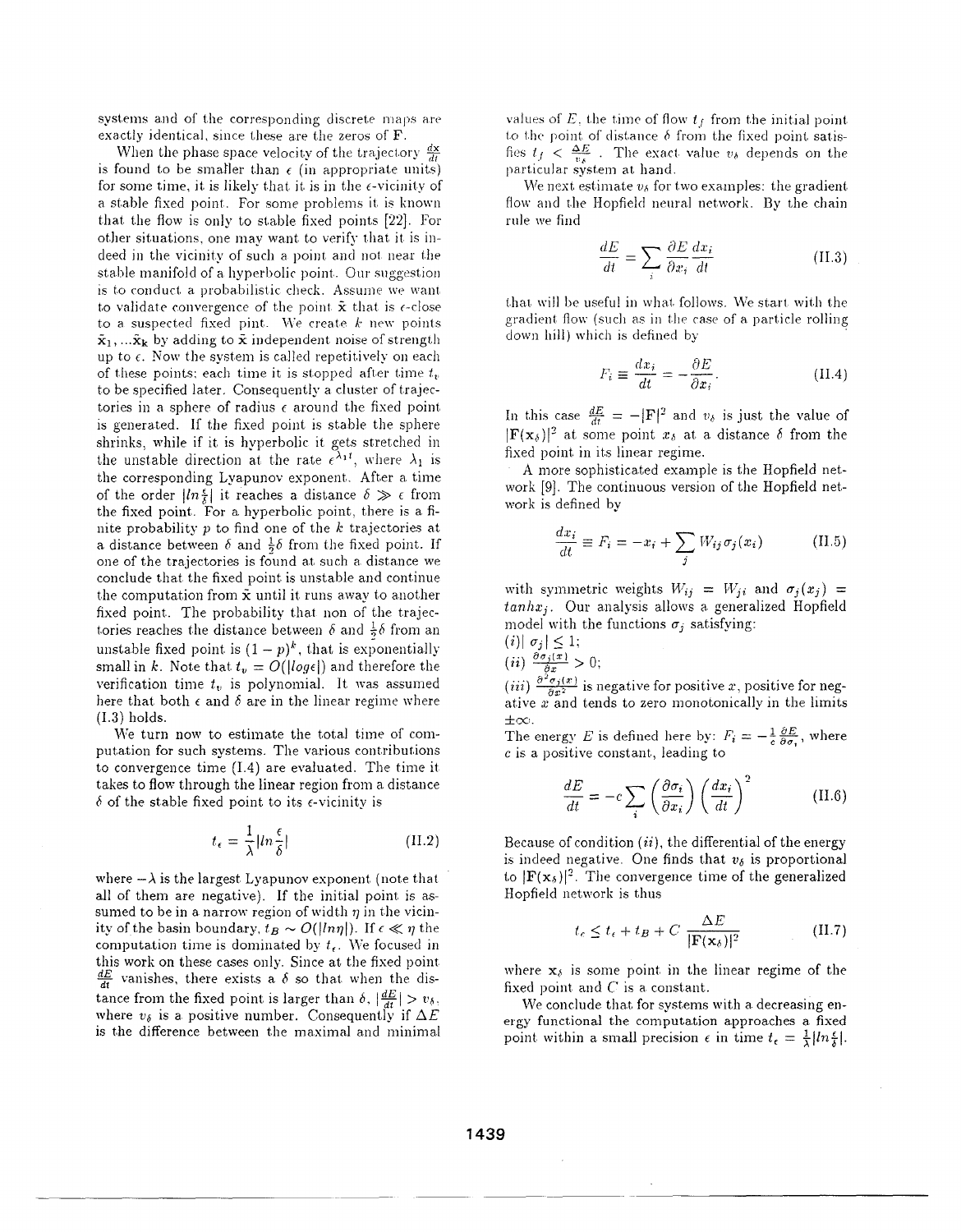systems and of the corresponding discrete maps are exactly identical, since these are the zeros of $\mathbf{F}$.

When the phase space velocity of the trajectory $\frac{d\mathbf{x}}{dt}$ is found to be smaller than $\epsilon$ (in appropriate units) for some time, it is likely that it is in the $\epsilon$-vicinity of a stable fixed point. For some problems it is known that the flow is only to stable fixed points [22]. For other situations, one may want to verify that it is indeed in the vicinity of such a point and not near the stable manifold of a hyperbolic point. Our suggestion is to conduct a probabilistic check. Assume we want to validate convergence of the point $\tilde{\mathbf{x}}$ that is $\epsilon$-close to a suspected fixed pint. We create $k$ new points $\tilde{\mathbf{x}}_1, ...\tilde{\mathbf{x}}_\mathbf{k}$ by adding to $\tilde{\mathbf{x}}$ independent noise of strength up to $\epsilon$. Now the system is called repetitively on each of these points: each time it is stopped after time $t_v$ to be specified later. Consequently a cluster of trajectories in a sphere of radius $\epsilon$ around the fixed point is generated. If the fixed point is stable the sphere shrinks, while if it is hyperbolic it gets stretched in the unstable direction at the rate $\epsilon^{\lambda_1 t}$, where $\lambda_1$ is the corresponding Lyapunov exponent. After a time of the order $|ln\frac{\epsilon}{\delta}|$ it reaches a distance $\delta \gg \epsilon$ from the fixed point. For a hyperbolic point, there is a finite probability $p$ to find one of the $k$ trajectories at a distance between $\delta$ and $\frac{1}{2}\delta$ from the fixed point. If one of the trajectories is found at such a distance we conclude that the fixed point is unstable and continue the computation from $\tilde{\mathbf{x}}$ until it runs away to another fixed point. The probability that non of the trajectories reaches the distance between $\delta$ and $\frac{1}{2}\delta$ from an unstable fixed point is $(1-p)^k$, that is exponentially small in $k$. Note that $t_v = O(|log\epsilon|)$ and therefore the verification time $t_v$ is polynomial. It was assumed here that both $\epsilon$ and $\delta$ are in the linear regime where (I.3) holds.

We turn now to estimate the total time of computation for such systems. The various contributions to convergence time (I.4) are evaluated. The time it takes to flow through the linear region from a distance $\delta$ of the stable fixed point to its $\epsilon$-vicinity is

$$t_\epsilon = \frac{1}{\lambda}|ln\frac{\epsilon}{\delta}| \tag{II.2}$$

where $-\lambda$ is the largest Lyapunov exponent (note that all of them are negative). If the initial point is assumed to be in a narrow region of width $\eta$ in the vicinity of the basin boundary, $t_B \sim O(|ln\eta|)$. If $\epsilon \ll \eta$ the computation time is dominated by $t_\epsilon$. We focused in this work on these cases only. Since at the fixed point $\frac{dE}{dt}$ vanishes, there exists a $\delta$ so that when the distance from the fixed point is larger than $\delta$, $|\frac{dE}{dt}| > v_\delta$, where $v_\delta$ is a positive number. Consequently if $\Delta E$ is the difference between the maximal and minimal values of $E$, the time of flow $t_f$ from the initial point to the point of distance $\delta$ from the fixed point satisfies $t_f < \frac{\Delta E}{v_\delta}$. The exact value $v_\delta$ depends on the particular system at hand.

We next estimate $v_\delta$ for two examples: the gradient flow and the Hopfield neural network. By the chain rule we find

$$\frac{dE}{dt} = \sum_i \frac{\partial E}{\partial x_i}\frac{dx_i}{dt} \tag{II.3}$$

that will be useful in what follows. We start with the gradient flow (such as in the case of a particle rolling down hill) which is defined by

$$F_i \equiv \frac{dx_i}{dt} = -\frac{\partial E}{\partial x_i}. \tag{II.4}$$

In this case $\frac{dE}{dt} = -|\mathbf{F}|^2$ and $v_\delta$ is just the value of $|\mathbf{F}(\mathbf{x}_\delta)|^2$ at some point $x_\delta$ at a distance $\delta$ from the fixed point in its linear regime.

A more sophisticated example is the Hopfield network [9]. The continuous version of the Hopfield network is defined by

$$\frac{dx_i}{dt} \equiv F_i = -x_i + \sum_j W_{ij}\sigma_j(x_i) \tag{II.5}$$

with symmetric weights $W_{ij} = W_{ji}$ and $\sigma_j(x_j) = tanh x_j$. Our analysis allows a generalized Hopfield model with the functions $\sigma_j$ satisfying:

$(i)$ $|\sigma_j| \leq 1$;

$(ii)$ $\frac{\partial \sigma_j(x)}{\partial x} > 0$;

$(iii)$ $\frac{\partial^2 \sigma_j(x)}{\partial x^2}$ is negative for positive $x$, positive for negative $x$ and tends to zero monotonically in the limits $\pm\infty$.

The energy $E$ is defined here by: $F_i = -\frac{1}{c}\frac{\partial E}{\partial \sigma_i}$, where $c$ is a positive constant, leading to

$$\frac{dE}{dt} = -c\sum_i \left(\frac{\partial \sigma_i}{\partial x_i}\right)\left(\frac{dx_i}{dt}\right)^2 \tag{II.6}$$

Because of condition $(ii)$, the differential of the energy is indeed negative. One finds that $v_\delta$ is proportional to $|\mathbf{F}(\mathbf{x}_\delta)|^2$. The convergence time of the generalized Hopfield network is thus

$$t_c \leq t_\epsilon + t_B + C\,\frac{\Delta E}{|\mathbf{F}(\mathbf{x}_\delta)|^2} \tag{II.7}$$

where $\mathbf{x}_\delta$ is some point in the linear regime of the fixed point and $C$ is a constant.

We conclude that for systems with a decreasing energy functional the computation approaches a fixed point within a small precision $\epsilon$ in time $t_\epsilon = \frac{1}{\lambda}|ln\frac{\epsilon}{\delta}|$.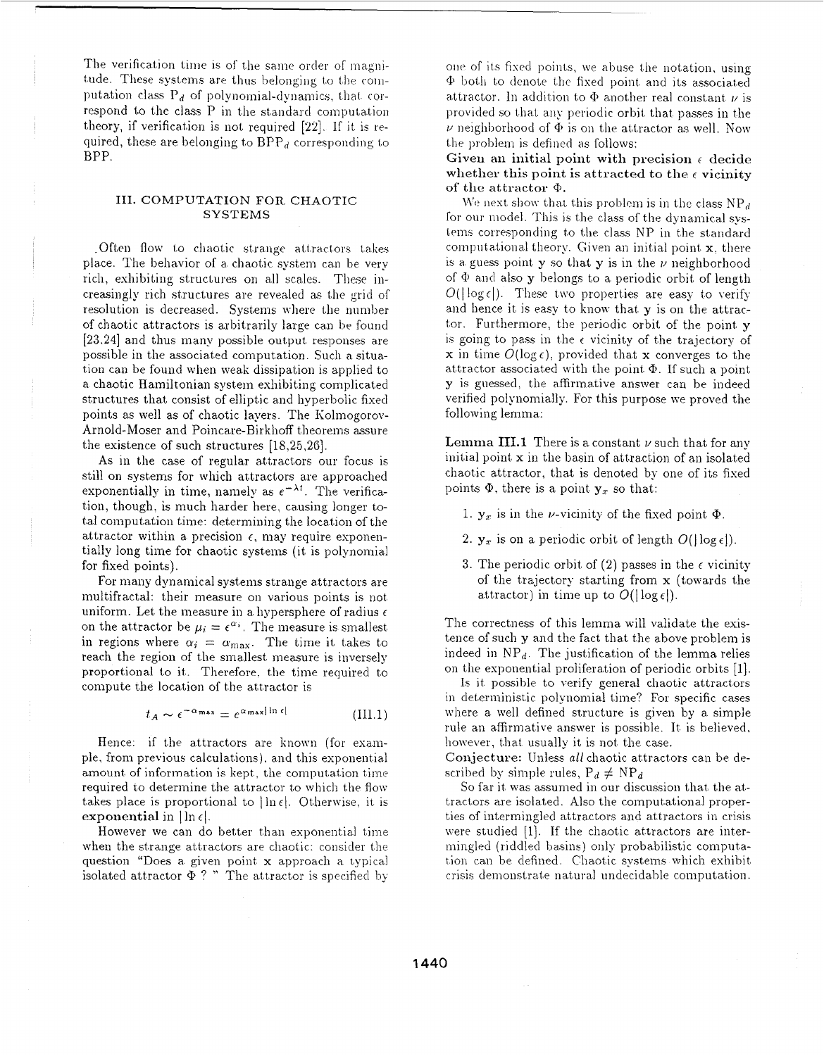The verification time is of the same order of magnitude. These systems are thus belonging to the computation class $P_d$ of polynomial-dynamics, that correspond to the class P in the standard computation theory, if verification is not required [22]. If it is required, these are belonging to $BPP_d$ corresponding to BPP.

## III. COMPUTATION FOR CHAOTIC SYSTEMS

Often flow to chaotic strange attractors takes place. The behavior of a chaotic system can be very rich, exhibiting structures on all scales. These increasingly rich structures are revealed as the grid of resolution is decreased. Systems where the number of chaotic attractors is arbitrarily large can be found [23,24] and thus many possible output responses are possible in the associated computation. Such a situation can be found when weak dissipation is applied to a chaotic Hamiltonian system exhibiting complicated structures that consist of elliptic and hyperbolic fixed points as well as of chaotic layers. The Kolmogorov-Arnold-Moser and Poincare-Birkhoff theorems assure the existence of such structures [18,25,26].

As in the case of regular attractors our focus is still on systems for which attractors are approached exponentially in time, namely as $e^{-\lambda t}$. The verification, though, is much harder here, causing longer total computation time: determining the location of the attractor within a precision $\epsilon$, may require exponentially long time for chaotic systems (it is polynomial for fixed points).

For many dynamical systems strange attractors are multifractal: their measure on various points is not uniform. Let the measure in a hypersphere of radius $\epsilon$ on the attractor be $\mu_i = \epsilon^{\alpha_i}$. The measure is smallest in regions where $\alpha_i = \alpha_{\max}$. The time it takes to reach the region of the smallest measure is inversely proportional to it. Therefore, the time required to compute the location of the attractor is

$$t_A \sim \epsilon^{-\alpha_{\max}} = e^{\alpha_{\max}|\ln \epsilon|} \qquad \text{(III.1)}$$

Hence: if the attractors are known (for example, from previous calculations), and this exponential amount of information is kept, the computation time required to determine the attractor to which the flow takes place is proportional to $|\ln \epsilon|$. Otherwise, it is **exponential** in $|\ln \epsilon|$.

However we can do better than exponential time when the strange attractors are chaotic: consider the question "Does a given point $\mathbf{x}$ approach a typical isolated attractor $\Phi$ ? " The attractor is specified by one of its fixed points, we abuse the notation, using $\Phi$ both to denote the fixed point and its associated attractor. In addition to $\Phi$ another real constant $\nu$ is provided so that any periodic orbit that passes in the $\nu$ neighborhood of $\Phi$ is on the attractor as well. Now the problem is defined as follows:

**Given an initial point with precision $\epsilon$ decide whether this point is attracted to the $\epsilon$ vicinity of the attractor $\Phi$.**

We next show that this problem is in the class $NP_d$ for our model. This is the class of the dynamical systems corresponding to the class NP in the standard computational theory. Given an initial point $\mathbf{x}$, there is a guess point $\mathbf{y}$ so that $\mathbf{y}$ is in the $\nu$ neighborhood of $\Phi$ and also $\mathbf{y}$ belongs to a periodic orbit of length $O(|\log \epsilon|)$. These two properties are easy to verify and hence it is easy to know that $\mathbf{y}$ is on the attractor. Furthermore, the periodic orbit of the point $\mathbf{y}$ is going to pass in the $\epsilon$ vicinity of the trajectory of $\mathbf{x}$ in time $O(\log \epsilon)$, provided that $\mathbf{x}$ converges to the attractor associated with the point $\Phi$. If such a point $\mathbf{y}$ is guessed, the affirmative answer can be indeed verified polynomially. For this purpose we proved the following lemma:

**Lemma III.1** There is a constant $\nu$ such that for any initial point $\mathbf{x}$ in the basin of attraction of an isolated chaotic attractor, that is denoted by one of its fixed points $\Phi$, there is a point $\mathbf{y}_x$ so that:

1. $\mathbf{y}_x$ is in the $\nu$-vicinity of the fixed point $\Phi$.
2. $\mathbf{y}_x$ is on a periodic orbit of length $O(|\log \epsilon|)$.
3. The periodic orbit of (2) passes in the $\epsilon$ vicinity of the trajectory starting from $\mathbf{x}$ (towards the attractor) in time up to $O(|\log \epsilon|)$.

The correctness of this lemma will validate the existence of such $\mathbf{y}$ and the fact that the above problem is indeed in $NP_d$. The justification of the lemma relies on the exponential proliferation of periodic orbits [1].

Is it possible to verify general chaotic attractors in deterministic polynomial time? For specific cases where a well defined structure is given by a simple rule an affirmative answer is possible. It is believed, however, that usually it is not the case.

**Conjecture:** Unless *all* chaotic attractors can be described by simple rules, $P_d \neq NP_d$

So far it was assumed in our discussion that the attractors are isolated. Also the computational properties of intermingled attractors and attractors in crisis were studied [1]. If the chaotic attractors are intermingled (riddled basins) only probabilistic computation can be defined. Chaotic systems which exhibit crisis demonstrate natural undecidable computation.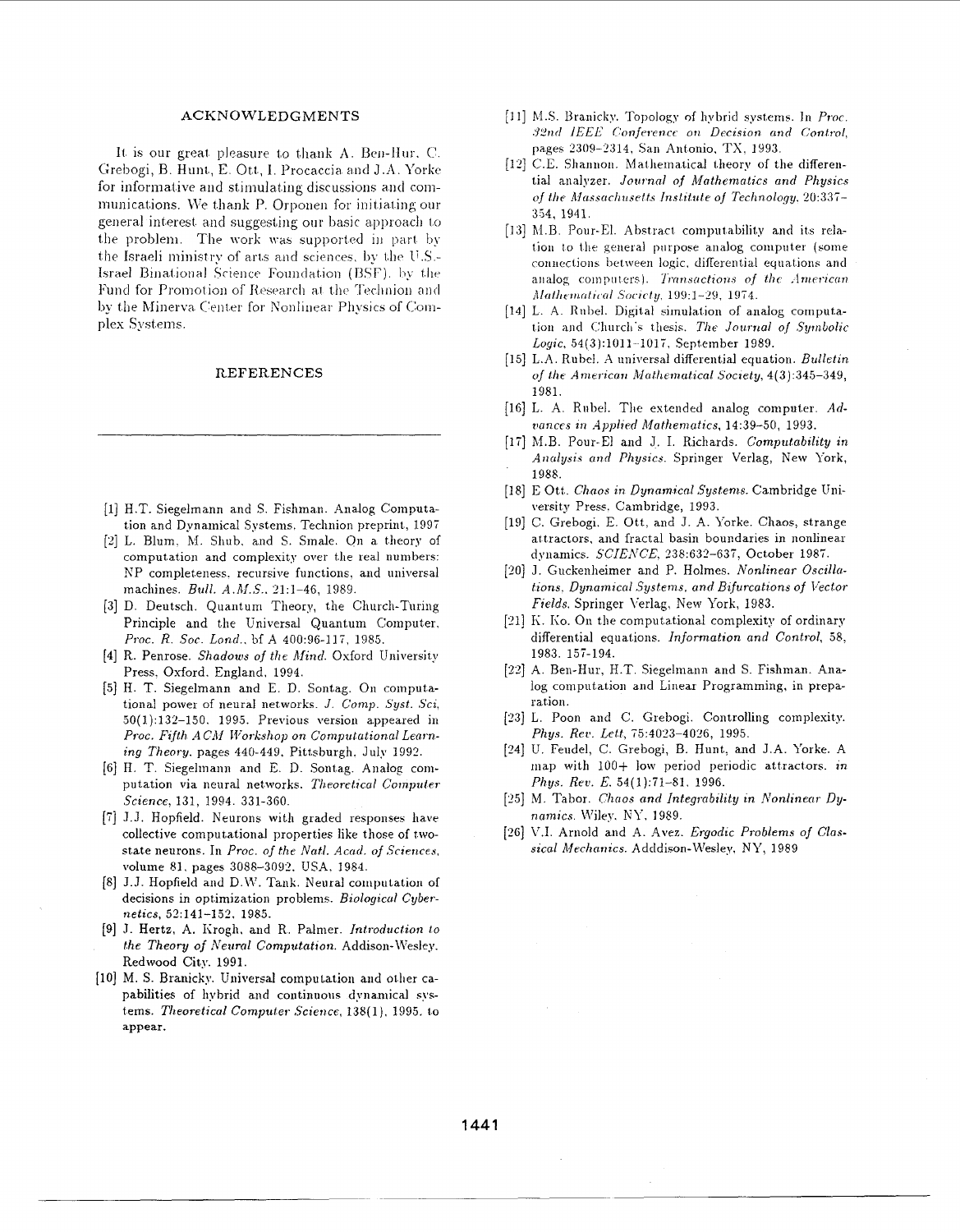## ACKNOWLEDGMENTS

It is our great pleasure to thank A. Ben-Hur, C. Grebogi, B. Hunt, E. Ott, I. Procaccia and J.A. Yorke for informative and stimulating discussions and communications. We thank P. Orponen for initiating our general interest and suggesting our basic approach to the problem. The work was supported in part by the Israeli ministry of arts and sciences, by the U.S.-Israel Binational Science Foundation (BSF), by the Fund for Promotion of Research at the Technion and by the Minerva Center for Nonlinear Physics of Complex Systems.

## REFERENCES

[1] H.T. Siegelmann and S. Fishman. Analog Computation and Dynamical Systems. Technion preprint, 1997

[2] L. Blum, M. Shub, and S. Smale. On a theory of computation and complexity over the real numbers: NP completeness, recursive functions, and universal machines. *Bull. A.M.S.*, 21:1-46, 1989.

[3] D. Deutsch. Quantum Theory, the Church-Turing Principle and the Universal Quantum Computer, *Proc. R. Soc. Lond.*, bf A 400:96-117, 1985.

[4] R. Penrose. *Shadows of the Mind*. Oxford University Press, Oxford, England, 1994.

[5] H. T. Siegelmann and E. D. Sontag. On computational power of neural networks. *J. Comp. Syst. Sci*, 50(1):132-150, 1995. Previous version appeared in *Proc. Fifth ACM Workshop on Computational Learning Theory*, pages 440-449, Pittsburgh, July 1992.

[6] H. T. Siegelmann and E. D. Sontag. Analog computation via neural networks. *Theoretical Computer Science*, 131, 1994. 331-360.

[7] J.J. Hopfield. Neurons with graded responses have collective computational properties like those of two-state neurons. In *Proc. of the Natl. Acad. of Sciences*, volume 81, pages 3088-3092, USA, 1984.

[8] J.J. Hopfield and D.W. Tank. Neural computation of decisions in optimization problems. *Biological Cybernetics*, 52:141-152, 1985.

[9] J. Hertz, A. Krogh, and R. Palmer. *Introduction to the Theory of Neural Computation*. Addison-Wesley. Redwood City. 1991.

[10] M. S. Branicky. Universal computation and other capabilities of hybrid and continuous dynamical systems. *Theoretical Computer Science*, 138(1), 1995. to appear.

[11] M.S. Branicky. Topology of hybrid systems. In *Proc. 32nd IEEE Conference on Decision and Control*, pages 2309-2314, San Antonio, TX, 1993.

[12] C.E. Shannon. Mathematical theory of the differential analyzer. *Journal of Mathematics and Physics of the Massachusetts Institute of Technology*, 20:337-354, 1941.

[13] M.B. Pour-El. Abstract computability and its relation to the general purpose analog computer (some connections between logic, differential equations and analog computers). *Transactions of the American Mathematical Society*, 199:1-29, 1974.

[14] L. A. Rubel. Digital simulation of analog computation and Church's thesis. *The Journal of Symbolic Logic*, 54(3):1011-1017, September 1989.

[15] L.A. Rubel. A universal differential equation. *Bulletin of the American Mathematical Society*, 4(3):345-349, 1981.

[16] L. A. Rubel. The extended analog computer. *Advances in Applied Mathematics*, 14:39-50, 1993.

[17] M.B. Pour-El and J. I. Richards. *Computability in Analysis and Physics*. Springer Verlag, New York, 1988.

[18] E Ott. *Chaos in Dynamical Systems*. Cambridge University Press, Cambridge, 1993.

[19] C. Grebogi, E. Ott, and J. A. Yorke. Chaos, strange attractors, and fractal basin boundaries in nonlinear dynamics. *SCIENCE*, 238:632-637, October 1987.

[20] J. Guckenheimer and P. Holmes. *Nonlinear Oscillations, Dynamical Systems, and Bifurcations of Vector Fields*. Springer Verlag, New York, 1983.

[21] K. Ko. On the computational complexity of ordinary differential equations. *Information and Control*, 58, 1983. 157-194.

[22] A. Ben-Hur, H.T. Siegelmann and S. Fishman. Analog computation and Linear Programming, in preparation.

[23] L. Poon and C. Grebogi. Controlling complexity. *Phys. Rev. Lett*, 75:4023-4026, 1995.

[24] U. Feudel, C. Grebogi, B. Hunt, and J.A. Yorke. A map with 100+ low period periodic attractors. *in Phys. Rev. E*. 54(1):71-81, 1996.

[25] M. Tabor. *Chaos and Integrability in Nonlinear Dynamics*. Wiley, NY, 1989.

[26] V.I. Arnold and A. Avez. *Ergodic Problems of Classical Mechanics*. Adddison-Wesley, NY, 1989